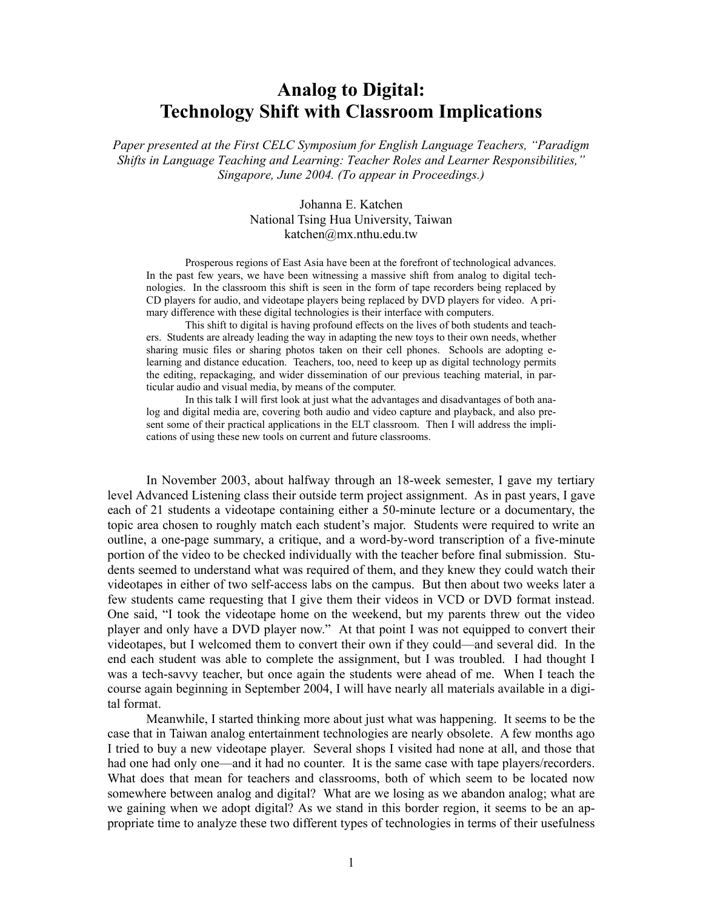# Analog to Digital:
# Technology Shift with Classroom Implications

*Paper presented at the First CELC Symposium for English Language Teachers, "Paradigm Shifts in Language Teaching and Learning: Teacher Roles and Learner Responsibilities," Singapore, June 2004. (To appear in Proceedings.)*

Johanna E. Katchen
National Tsing Hua University, Taiwan
katchen@mx.nthu.edu.tw

> Prosperous regions of East Asia have been at the forefront of technological advances. In the past few years, we have been witnessing a massive shift from analog to digital technologies. In the classroom this shift is seen in the form of tape recorders being replaced by CD players for audio, and videotape players being replaced by DVD players for video. A primary difference with these digital technologies is their interface with computers.
>
> This shift to digital is having profound effects on the lives of both students and teachers. Students are already leading the way in adapting the new toys to their own needs, whether sharing music files or sharing photos taken on their cell phones. Schools are adopting e-learning and distance education. Teachers, too, need to keep up as digital technology permits the editing, repackaging, and wider dissemination of our previous teaching material, in particular audio and visual media, by means of the computer.
>
> In this talk I will first look at just what the advantages and disadvantages of both analog and digital media are, covering both audio and video capture and playback, and also present some of their practical applications in the ELT classroom. Then I will address the implications of using these new tools on current and future classrooms.

In November 2003, about halfway through an 18-week semester, I gave my tertiary level Advanced Listening class their outside term project assignment. As in past years, I gave each of 21 students a videotape containing either a 50-minute lecture or a documentary, the topic area chosen to roughly match each student's major. Students were required to write an outline, a one-page summary, a critique, and a word-by-word transcription of a five-minute portion of the video to be checked individually with the teacher before final submission. Students seemed to understand what was required of them, and they knew they could watch their videotapes in either of two self-access labs on the campus. But then about two weeks later a few students came requesting that I give them their videos in VCD or DVD format instead. One said, "I took the videotape home on the weekend, but my parents threw out the video player and only have a DVD player now." At that point I was not equipped to convert their videotapes, but I welcomed them to convert their own if they could—and several did. In the end each student was able to complete the assignment, but I was troubled. I had thought I was a tech-savvy teacher, but once again the students were ahead of me. When I teach the course again beginning in September 2004, I will have nearly all materials available in a digital format.

Meanwhile, I started thinking more about just what was happening. It seems to be the case that in Taiwan analog entertainment technologies are nearly obsolete. A few months ago I tried to buy a new videotape player. Several shops I visited had none at all, and those that had one had only one—and it had no counter. It is the same case with tape players/recorders. What does that mean for teachers and classrooms, both of which seem to be located now somewhere between analog and digital? What are we losing as we abandon analog; what are we gaining when we adopt digital? As we stand in this border region, it seems to be an appropriate time to analyze these two different types of technologies in terms of their usefulness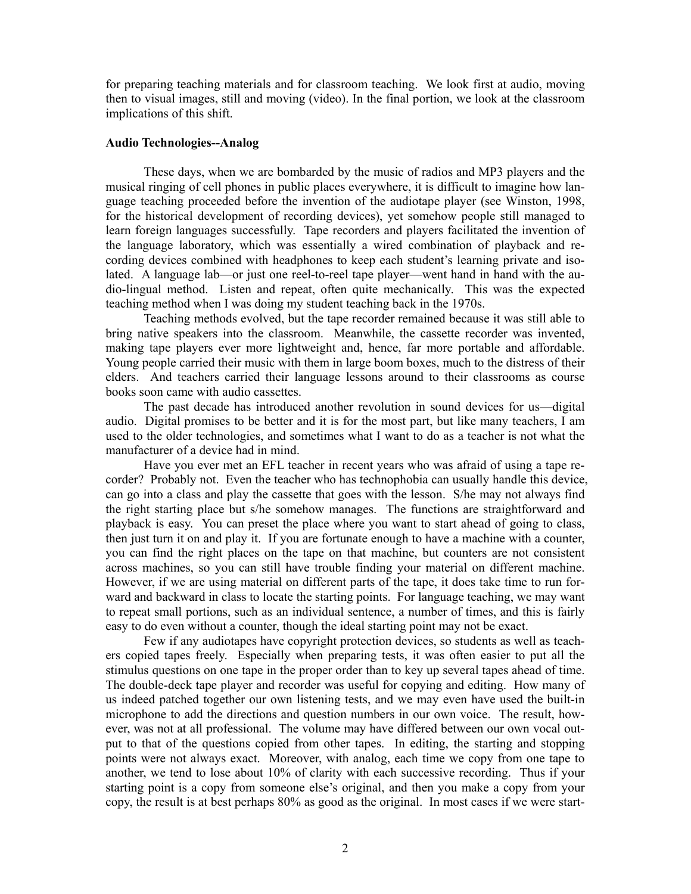for preparing teaching materials and for classroom teaching. We look first at audio, moving then to visual images, still and moving (video). In the final portion, we look at the classroom implications of this shift.

**Audio Technologies--Analog**

These days, when we are bombarded by the music of radios and MP3 players and the musical ringing of cell phones in public places everywhere, it is difficult to imagine how language teaching proceeded before the invention of the audiotape player (see Winston, 1998, for the historical development of recording devices), yet somehow people still managed to learn foreign languages successfully. Tape recorders and players facilitated the invention of the language laboratory, which was essentially a wired combination of playback and recording devices combined with headphones to keep each student's learning private and isolated. A language lab—or just one reel-to-reel tape player—went hand in hand with the audio-lingual method. Listen and repeat, often quite mechanically. This was the expected teaching method when I was doing my student teaching back in the 1970s.

Teaching methods evolved, but the tape recorder remained because it was still able to bring native speakers into the classroom. Meanwhile, the cassette recorder was invented, making tape players ever more lightweight and, hence, far more portable and affordable. Young people carried their music with them in large boom boxes, much to the distress of their elders. And teachers carried their language lessons around to their classrooms as course books soon came with audio cassettes.

The past decade has introduced another revolution in sound devices for us—digital audio. Digital promises to be better and it is for the most part, but like many teachers, I am used to the older technologies, and sometimes what I want to do as a teacher is not what the manufacturer of a device had in mind.

Have you ever met an EFL teacher in recent years who was afraid of using a tape recorder? Probably not. Even the teacher who has technophobia can usually handle this device, can go into a class and play the cassette that goes with the lesson. S/he may not always find the right starting place but s/he somehow manages. The functions are straightforward and playback is easy. You can preset the place where you want to start ahead of going to class, then just turn it on and play it. If you are fortunate enough to have a machine with a counter, you can find the right places on the tape on that machine, but counters are not consistent across machines, so you can still have trouble finding your material on different machine. However, if we are using material on different parts of the tape, it does take time to run forward and backward in class to locate the starting points. For language teaching, we may want to repeat small portions, such as an individual sentence, a number of times, and this is fairly easy to do even without a counter, though the ideal starting point may not be exact.

Few if any audiotapes have copyright protection devices, so students as well as teachers copied tapes freely. Especially when preparing tests, it was often easier to put all the stimulus questions on one tape in the proper order than to key up several tapes ahead of time. The double-deck tape player and recorder was useful for copying and editing. How many of us indeed patched together our own listening tests, and we may even have used the built-in microphone to add the directions and question numbers in our own voice. The result, however, was not at all professional. The volume may have differed between our own vocal output to that of the questions copied from other tapes. In editing, the starting and stopping points were not always exact. Moreover, with analog, each time we copy from one tape to another, we tend to lose about 10% of clarity with each successive recording. Thus if your starting point is a copy from someone else's original, and then you make a copy from your copy, the result is at best perhaps 80% as good as the original. In most cases if we were start-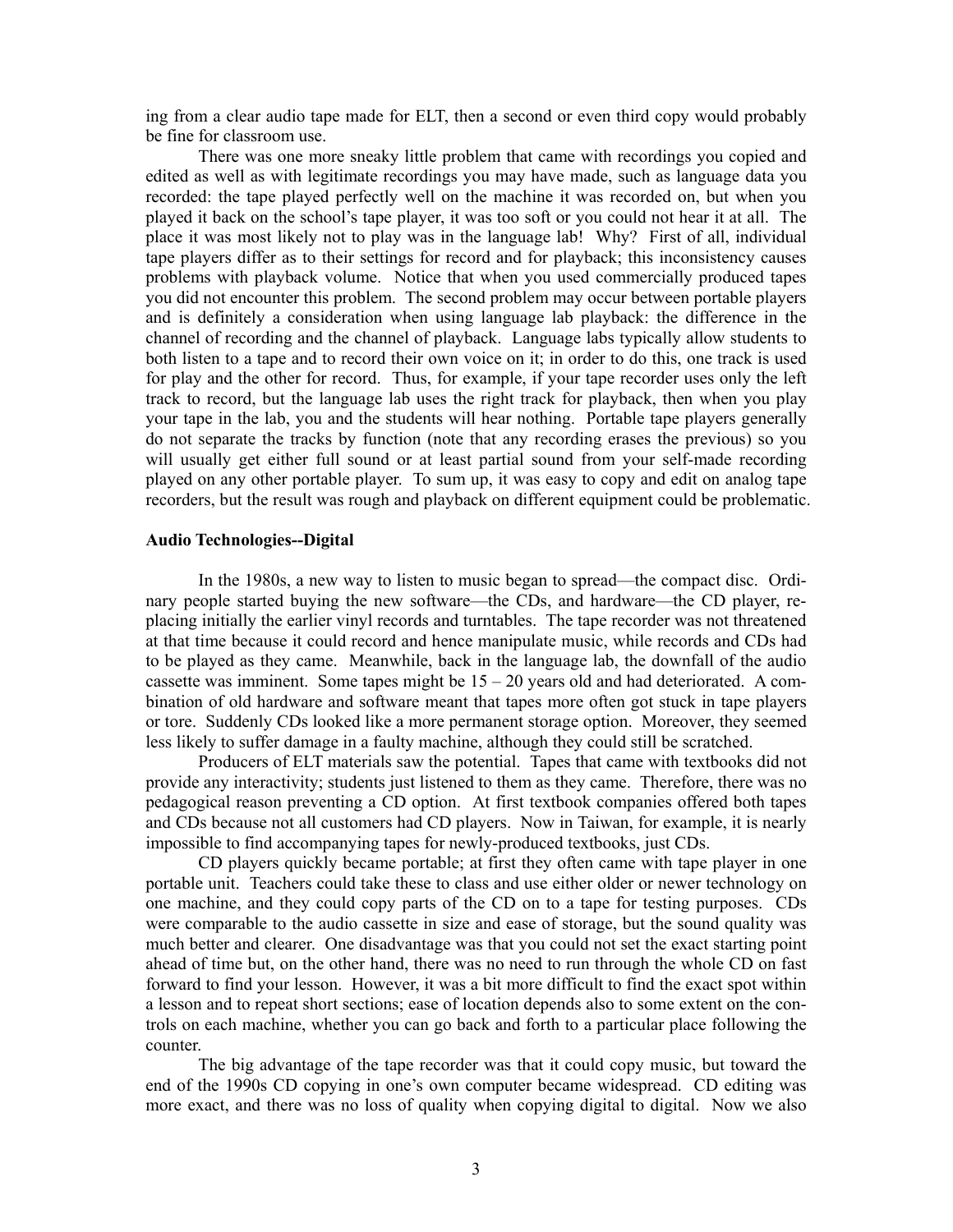ing from a clear audio tape made for ELT, then a second or even third copy would probably be fine for classroom use.

There was one more sneaky little problem that came with recordings you copied and edited as well as with legitimate recordings you may have made, such as language data you recorded: the tape played perfectly well on the machine it was recorded on, but when you played it back on the school's tape player, it was too soft or you could not hear it at all. The place it was most likely not to play was in the language lab! Why? First of all, individual tape players differ as to their settings for record and for playback; this inconsistency causes problems with playback volume. Notice that when you used commercially produced tapes you did not encounter this problem. The second problem may occur between portable players and is definitely a consideration when using language lab playback: the difference in the channel of recording and the channel of playback. Language labs typically allow students to both listen to a tape and to record their own voice on it; in order to do this, one track is used for play and the other for record. Thus, for example, if your tape recorder uses only the left track to record, but the language lab uses the right track for playback, then when you play your tape in the lab, you and the students will hear nothing. Portable tape players generally do not separate the tracks by function (note that any recording erases the previous) so you will usually get either full sound or at least partial sound from your self-made recording played on any other portable player. To sum up, it was easy to copy and edit on analog tape recorders, but the result was rough and playback on different equipment could be problematic.

**Audio Technologies--Digital**

In the 1980s, a new way to listen to music began to spread—the compact disc. Ordinary people started buying the new software—the CDs, and hardware—the CD player, replacing initially the earlier vinyl records and turntables. The tape recorder was not threatened at that time because it could record and hence manipulate music, while records and CDs had to be played as they came. Meanwhile, back in the language lab, the downfall of the audio cassette was imminent. Some tapes might be 15 – 20 years old and had deteriorated. A combination of old hardware and software meant that tapes more often got stuck in tape players or tore. Suddenly CDs looked like a more permanent storage option. Moreover, they seemed less likely to suffer damage in a faulty machine, although they could still be scratched.

Producers of ELT materials saw the potential. Tapes that came with textbooks did not provide any interactivity; students just listened to them as they came. Therefore, there was no pedagogical reason preventing a CD option. At first textbook companies offered both tapes and CDs because not all customers had CD players. Now in Taiwan, for example, it is nearly impossible to find accompanying tapes for newly-produced textbooks, just CDs.

CD players quickly became portable; at first they often came with tape player in one portable unit. Teachers could take these to class and use either older or newer technology on one machine, and they could copy parts of the CD on to a tape for testing purposes. CDs were comparable to the audio cassette in size and ease of storage, but the sound quality was much better and clearer. One disadvantage was that you could not set the exact starting point ahead of time but, on the other hand, there was no need to run through the whole CD on fast forward to find your lesson. However, it was a bit more difficult to find the exact spot within a lesson and to repeat short sections; ease of location depends also to some extent on the controls on each machine, whether you can go back and forth to a particular place following the counter.

The big advantage of the tape recorder was that it could copy music, but toward the end of the 1990s CD copying in one's own computer became widespread. CD editing was more exact, and there was no loss of quality when copying digital to digital. Now we also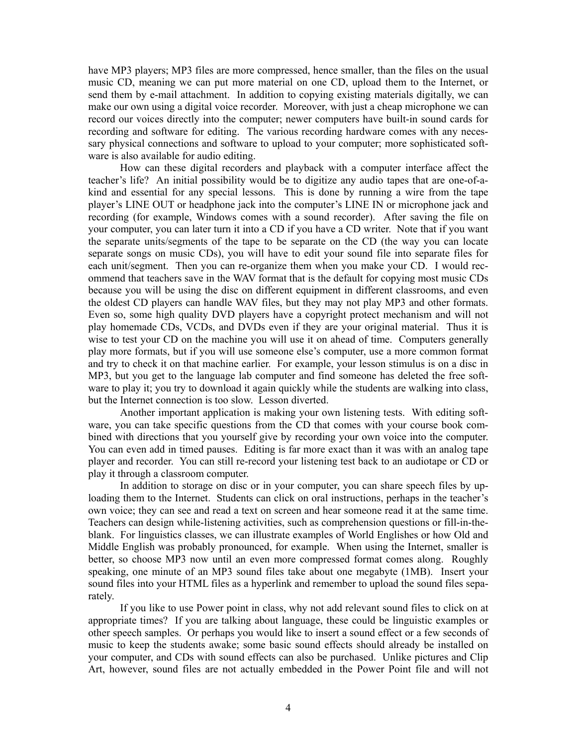have MP3 players; MP3 files are more compressed, hence smaller, than the files on the usual music CD, meaning we can put more material on one CD, upload them to the Internet, or send them by e-mail attachment. In addition to copying existing materials digitally, we can make our own using a digital voice recorder. Moreover, with just a cheap microphone we can record our voices directly into the computer; newer computers have built-in sound cards for recording and software for editing. The various recording hardware comes with any necessary physical connections and software to upload to your computer; more sophisticated software is also available for audio editing.

How can these digital recorders and playback with a computer interface affect the teacher's life? An initial possibility would be to digitize any audio tapes that are one-of-a-kind and essential for any special lessons. This is done by running a wire from the tape player's LINE OUT or headphone jack into the computer's LINE IN or microphone jack and recording (for example, Windows comes with a sound recorder). After saving the file on your computer, you can later turn it into a CD if you have a CD writer. Note that if you want the separate units/segments of the tape to be separate on the CD (the way you can locate separate songs on music CDs), you will have to edit your sound file into separate files for each unit/segment. Then you can re-organize them when you make your CD. I would recommend that teachers save in the WAV format that is the default for copying most music CDs because you will be using the disc on different equipment in different classrooms, and even the oldest CD players can handle WAV files, but they may not play MP3 and other formats. Even so, some high quality DVD players have a copyright protect mechanism and will not play homemade CDs, VCDs, and DVDs even if they are your original material. Thus it is wise to test your CD on the machine you will use it on ahead of time. Computers generally play more formats, but if you will use someone else's computer, use a more common format and try to check it on that machine earlier. For example, your lesson stimulus is on a disc in MP3, but you get to the language lab computer and find someone has deleted the free software to play it; you try to download it again quickly while the students are walking into class, but the Internet connection is too slow. Lesson diverted.

Another important application is making your own listening tests. With editing software, you can take specific questions from the CD that comes with your course book combined with directions that you yourself give by recording your own voice into the computer. You can even add in timed pauses. Editing is far more exact than it was with an analog tape player and recorder. You can still re-record your listening test back to an audiotape or CD or play it through a classroom computer.

In addition to storage on disc or in your computer, you can share speech files by uploading them to the Internet. Students can click on oral instructions, perhaps in the teacher's own voice; they can see and read a text on screen and hear someone read it at the same time. Teachers can design while-listening activities, such as comprehension questions or fill-in-the-blank. For linguistics classes, we can illustrate examples of World Englishes or how Old and Middle English was probably pronounced, for example. When using the Internet, smaller is better, so choose MP3 now until an even more compressed format comes along. Roughly speaking, one minute of an MP3 sound files take about one megabyte (1MB). Insert your sound files into your HTML files as a hyperlink and remember to upload the sound files separately.

If you like to use Power point in class, why not add relevant sound files to click on at appropriate times? If you are talking about language, these could be linguistic examples or other speech samples. Or perhaps you would like to insert a sound effect or a few seconds of music to keep the students awake; some basic sound effects should already be installed on your computer, and CDs with sound effects can also be purchased. Unlike pictures and Clip Art, however, sound files are not actually embedded in the Power Point file and will not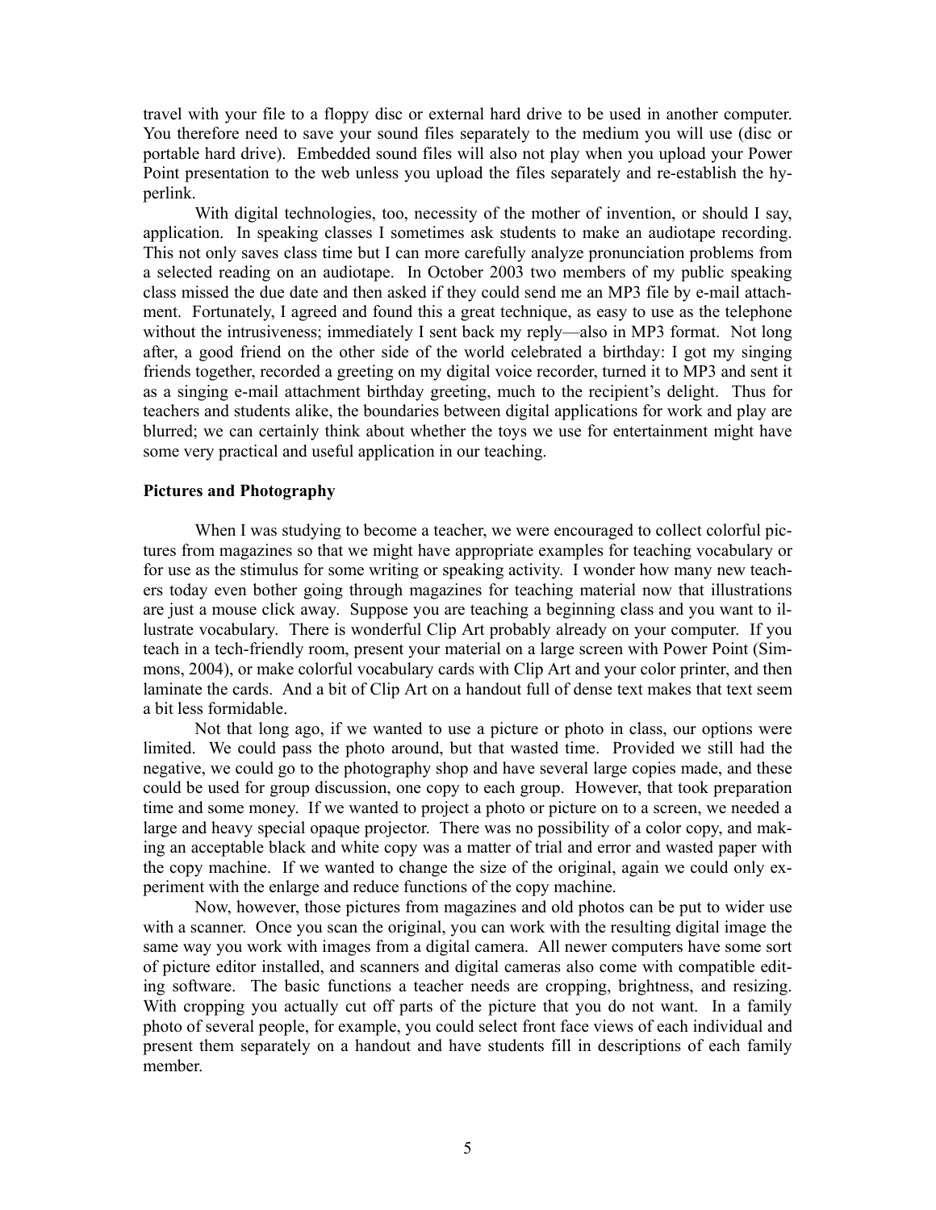travel with your file to a floppy disc or external hard drive to be used in another computer. You therefore need to save your sound files separately to the medium you will use (disc or portable hard drive). Embedded sound files will also not play when you upload your Power Point presentation to the web unless you upload the files separately and re-establish the hyperlink.

With digital technologies, too, necessity of the mother of invention, or should I say, application. In speaking classes I sometimes ask students to make an audiotape recording. This not only saves class time but I can more carefully analyze pronunciation problems from a selected reading on an audiotape. In October 2003 two members of my public speaking class missed the due date and then asked if they could send me an MP3 file by e-mail attachment. Fortunately, I agreed and found this a great technique, as easy to use as the telephone without the intrusiveness; immediately I sent back my reply—also in MP3 format. Not long after, a good friend on the other side of the world celebrated a birthday: I got my singing friends together, recorded a greeting on my digital voice recorder, turned it to MP3 and sent it as a singing e-mail attachment birthday greeting, much to the recipient's delight. Thus for teachers and students alike, the boundaries between digital applications for work and play are blurred; we can certainly think about whether the toys we use for entertainment might have some very practical and useful application in our teaching.

**Pictures and Photography**

When I was studying to become a teacher, we were encouraged to collect colorful pictures from magazines so that we might have appropriate examples for teaching vocabulary or for use as the stimulus for some writing or speaking activity. I wonder how many new teachers today even bother going through magazines for teaching material now that illustrations are just a mouse click away. Suppose you are teaching a beginning class and you want to illustrate vocabulary. There is wonderful Clip Art probably already on your computer. If you teach in a tech-friendly room, present your material on a large screen with Power Point (Simmons, 2004), or make colorful vocabulary cards with Clip Art and your color printer, and then laminate the cards. And a bit of Clip Art on a handout full of dense text makes that text seem a bit less formidable.

Not that long ago, if we wanted to use a picture or photo in class, our options were limited. We could pass the photo around, but that wasted time. Provided we still had the negative, we could go to the photography shop and have several large copies made, and these could be used for group discussion, one copy to each group. However, that took preparation time and some money. If we wanted to project a photo or picture on to a screen, we needed a large and heavy special opaque projector. There was no possibility of a color copy, and making an acceptable black and white copy was a matter of trial and error and wasted paper with the copy machine. If we wanted to change the size of the original, again we could only experiment with the enlarge and reduce functions of the copy machine.

Now, however, those pictures from magazines and old photos can be put to wider use with a scanner. Once you scan the original, you can work with the resulting digital image the same way you work with images from a digital camera. All newer computers have some sort of picture editor installed, and scanners and digital cameras also come with compatible editing software. The basic functions a teacher needs are cropping, brightness, and resizing. With cropping you actually cut off parts of the picture that you do not want. In a family photo of several people, for example, you could select front face views of each individual and present them separately on a handout and have students fill in descriptions of each family member.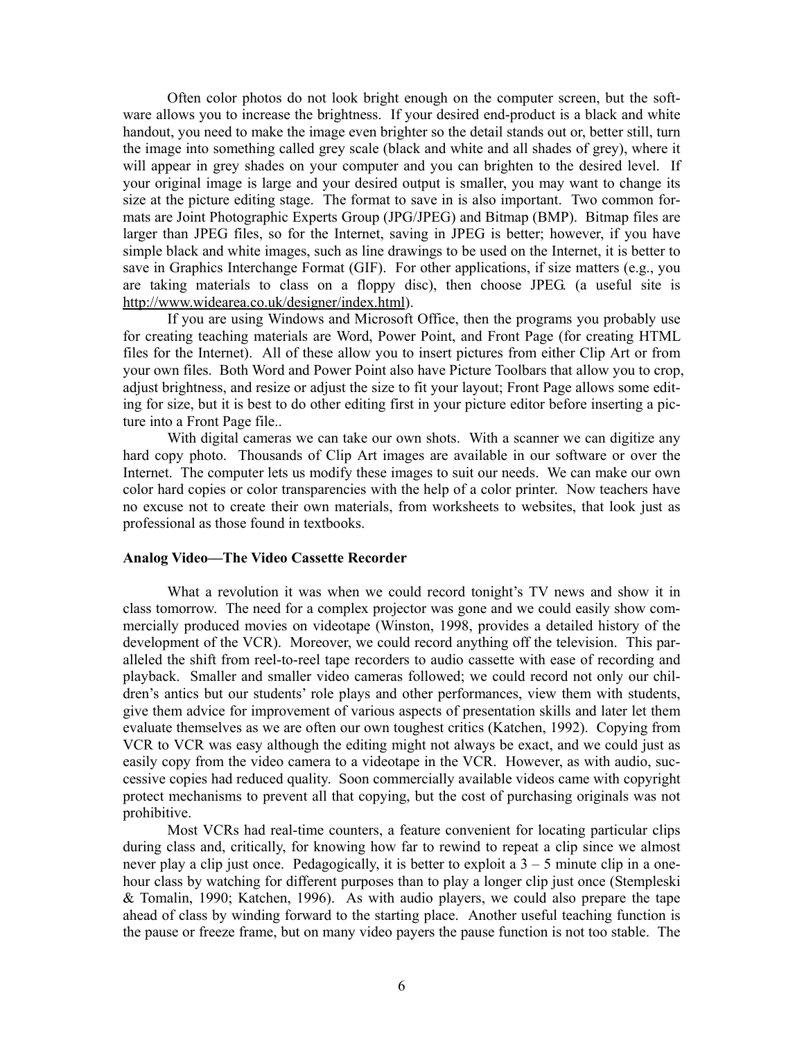Often color photos do not look bright enough on the computer screen, but the software allows you to increase the brightness. If your desired end-product is a black and white handout, you need to make the image even brighter so the detail stands out or, better still, turn the image into something called grey scale (black and white and all shades of grey), where it will appear in grey shades on your computer and you can brighten to the desired level. If your original image is large and your desired output is smaller, you may want to change its size at the picture editing stage. The format to save in is also important. Two common formats are Joint Photographic Experts Group (JPG/JPEG) and Bitmap (BMP). Bitmap files are larger than JPEG files, so for the Internet, saving in JPEG is better; however, if you have simple black and white images, such as line drawings to be used on the Internet, it is better to save in Graphics Interchange Format (GIF). For other applications, if size matters (e.g., you are taking materials to class on a floppy disc), then choose JPEG. (a useful site is http://www.widearea.co.uk/designer/index.html).

If you are using Windows and Microsoft Office, then the programs you probably use for creating teaching materials are Word, Power Point, and Front Page (for creating HTML files for the Internet). All of these allow you to insert pictures from either Clip Art or from your own files. Both Word and Power Point also have Picture Toolbars that allow you to crop, adjust brightness, and resize or adjust the size to fit your layout; Front Page allows some editing for size, but it is best to do other editing first in your picture editor before inserting a picture into a Front Page file..

With digital cameras we can take our own shots. With a scanner we can digitize any hard copy photo. Thousands of Clip Art images are available in our software or over the Internet. The computer lets us modify these images to suit our needs. We can make our own color hard copies or color transparencies with the help of a color printer. Now teachers have no excuse not to create their own materials, from worksheets to websites, that look just as professional as those found in textbooks.

**Analog Video—The Video Cassette Recorder**

What a revolution it was when we could record tonight's TV news and show it in class tomorrow. The need for a complex projector was gone and we could easily show commercially produced movies on videotape (Winston, 1998, provides a detailed history of the development of the VCR). Moreover, we could record anything off the television. This paralleled the shift from reel-to-reel tape recorders to audio cassette with ease of recording and playback. Smaller and smaller video cameras followed; we could record not only our children's antics but our students' role plays and other performances, view them with students, give them advice for improvement of various aspects of presentation skills and later let them evaluate themselves as we are often our own toughest critics (Katchen, 1992). Copying from VCR to VCR was easy although the editing might not always be exact, and we could just as easily copy from the video camera to a videotape in the VCR. However, as with audio, successive copies had reduced quality. Soon commercially available videos came with copyright protect mechanisms to prevent all that copying, but the cost of purchasing originals was not prohibitive.

Most VCRs had real-time counters, a feature convenient for locating particular clips during class and, critically, for knowing how far to rewind to repeat a clip since we almost never play a clip just once. Pedagogically, it is better to exploit a 3 – 5 minute clip in a one-hour class by watching for different purposes than to play a longer clip just once (Stempleski & Tomalin, 1990; Katchen, 1996). As with audio players, we could also prepare the tape ahead of class by winding forward to the starting place. Another useful teaching function is the pause or freeze frame, but on many video payers the pause function is not too stable. The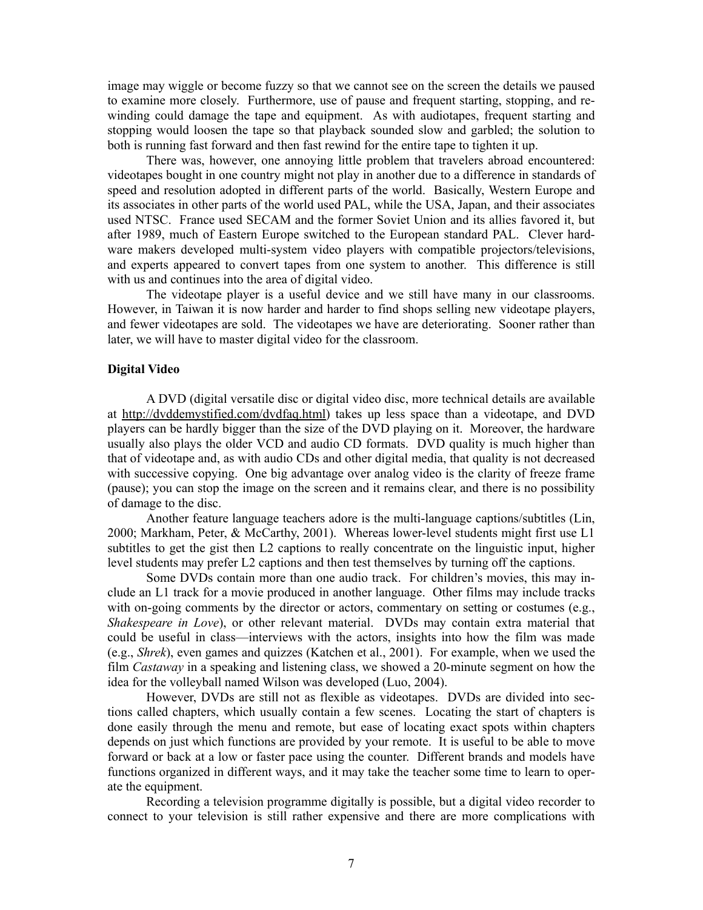image may wiggle or become fuzzy so that we cannot see on the screen the details we paused to examine more closely. Furthermore, use of pause and frequent starting, stopping, and re-winding could damage the tape and equipment. As with audiotapes, frequent starting and stopping would loosen the tape so that playback sounded slow and garbled; the solution to both is running fast forward and then fast rewind for the entire tape to tighten it up.

There was, however, one annoying little problem that travelers abroad encountered: videotapes bought in one country might not play in another due to a difference in standards of speed and resolution adopted in different parts of the world. Basically, Western Europe and its associates in other parts of the world used PAL, while the USA, Japan, and their associates used NTSC. France used SECAM and the former Soviet Union and its allies favored it, but after 1989, much of Eastern Europe switched to the European standard PAL. Clever hardware makers developed multi-system video players with compatible projectors/televisions, and experts appeared to convert tapes from one system to another. This difference is still with us and continues into the area of digital video.

The videotape player is a useful device and we still have many in our classrooms. However, in Taiwan it is now harder and harder to find shops selling new videotape players, and fewer videotapes are sold. The videotapes we have are deteriorating. Sooner rather than later, we will have to master digital video for the classroom.

**Digital Video**

A DVD (digital versatile disc or digital video disc, more technical details are available at http://dvddemystified.com/dvdfaq.html) takes up less space than a videotape, and DVD players can be hardly bigger than the size of the DVD playing on it. Moreover, the hardware usually also plays the older VCD and audio CD formats. DVD quality is much higher than that of videotape and, as with audio CDs and other digital media, that quality is not decreased with successive copying. One big advantage over analog video is the clarity of freeze frame (pause); you can stop the image on the screen and it remains clear, and there is no possibility of damage to the disc.

Another feature language teachers adore is the multi-language captions/subtitles (Lin, 2000; Markham, Peter, & McCarthy, 2001). Whereas lower-level students might first use L1 subtitles to get the gist then L2 captions to really concentrate on the linguistic input, higher level students may prefer L2 captions and then test themselves by turning off the captions.

Some DVDs contain more than one audio track. For children's movies, this may include an L1 track for a movie produced in another language. Other films may include tracks with on-going comments by the director or actors, commentary on setting or costumes (e.g., *Shakespeare in Love*), or other relevant material. DVDs may contain extra material that could be useful in class—interviews with the actors, insights into how the film was made (e.g., *Shrek*), even games and quizzes (Katchen et al., 2001). For example, when we used the film *Castaway* in a speaking and listening class, we showed a 20-minute segment on how the idea for the volleyball named Wilson was developed (Luo, 2004).

However, DVDs are still not as flexible as videotapes. DVDs are divided into sections called chapters, which usually contain a few scenes. Locating the start of chapters is done easily through the menu and remote, but ease of locating exact spots within chapters depends on just which functions are provided by your remote. It is useful to be able to move forward or back at a low or faster pace using the counter. Different brands and models have functions organized in different ways, and it may take the teacher some time to learn to operate the equipment.

Recording a television programme digitally is possible, but a digital video recorder to connect to your television is still rather expensive and there are more complications with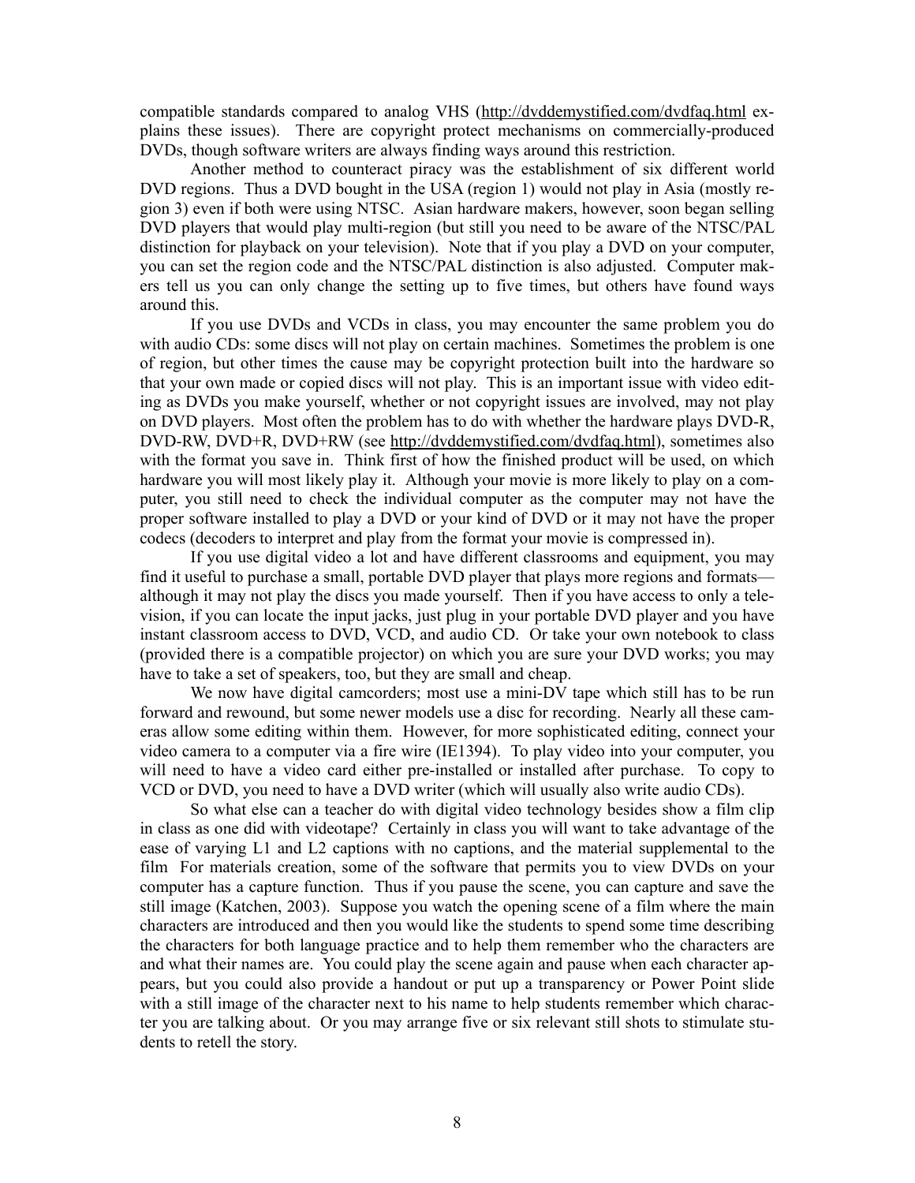compatible standards compared to analog VHS (http://dvddemystified.com/dvdfaq.html explains these issues). There are copyright protect mechanisms on commercially-produced DVDs, though software writers are always finding ways around this restriction.

Another method to counteract piracy was the establishment of six different world DVD regions. Thus a DVD bought in the USA (region 1) would not play in Asia (mostly region 3) even if both were using NTSC. Asian hardware makers, however, soon began selling DVD players that would play multi-region (but still you need to be aware of the NTSC/PAL distinction for playback on your television). Note that if you play a DVD on your computer, you can set the region code and the NTSC/PAL distinction is also adjusted. Computer makers tell us you can only change the setting up to five times, but others have found ways around this.

If you use DVDs and VCDs in class, you may encounter the same problem you do with audio CDs: some discs will not play on certain machines. Sometimes the problem is one of region, but other times the cause may be copyright protection built into the hardware so that your own made or copied discs will not play. This is an important issue with video editing as DVDs you make yourself, whether or not copyright issues are involved, may not play on DVD players. Most often the problem has to do with whether the hardware plays DVD-R, DVD-RW, DVD+R, DVD+RW (see http://dvddemystified.com/dvdfaq.html), sometimes also with the format you save in. Think first of how the finished product will be used, on which hardware you will most likely play it. Although your movie is more likely to play on a computer, you still need to check the individual computer as the computer may not have the proper software installed to play a DVD or your kind of DVD or it may not have the proper codecs (decoders to interpret and play from the format your movie is compressed in).

If you use digital video a lot and have different classrooms and equipment, you may find it useful to purchase a small, portable DVD player that plays more regions and formats—although it may not play the discs you made yourself. Then if you have access to only a television, if you can locate the input jacks, just plug in your portable DVD player and you have instant classroom access to DVD, VCD, and audio CD. Or take your own notebook to class (provided there is a compatible projector) on which you are sure your DVD works; you may have to take a set of speakers, too, but they are small and cheap.

We now have digital camcorders; most use a mini-DV tape which still has to be run forward and rewound, but some newer models use a disc for recording. Nearly all these cameras allow some editing within them. However, for more sophisticated editing, connect your video camera to a computer via a fire wire (IE1394). To play video into your computer, you will need to have a video card either pre-installed or installed after purchase. To copy to VCD or DVD, you need to have a DVD writer (which will usually also write audio CDs).

So what else can a teacher do with digital video technology besides show a film clip in class as one did with videotape? Certainly in class you will want to take advantage of the ease of varying L1 and L2 captions with no captions, and the material supplemental to the film For materials creation, some of the software that permits you to view DVDs on your computer has a capture function. Thus if you pause the scene, you can capture and save the still image (Katchen, 2003). Suppose you watch the opening scene of a film where the main characters are introduced and then you would like the students to spend some time describing the characters for both language practice and to help them remember who the characters are and what their names are. You could play the scene again and pause when each character appears, but you could also provide a handout or put up a transparency or Power Point slide with a still image of the character next to his name to help students remember which character you are talking about. Or you may arrange five or six relevant still shots to stimulate students to retell the story.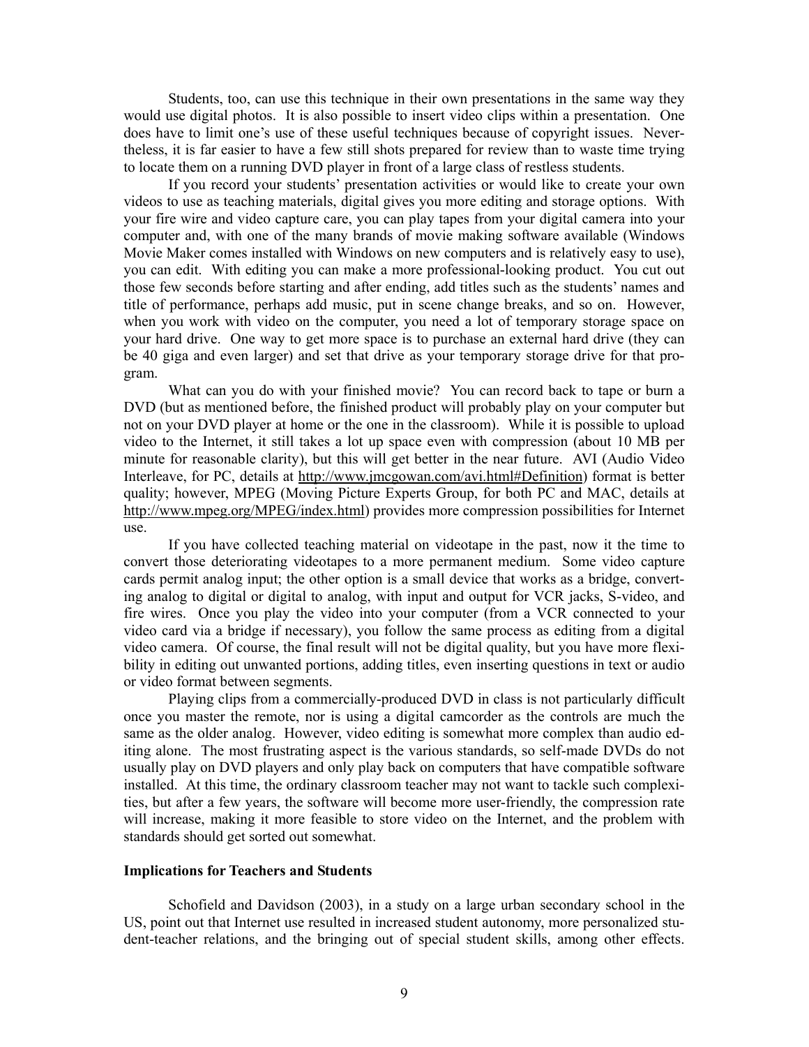Students, too, can use this technique in their own presentations in the same way they would use digital photos. It is also possible to insert video clips within a presentation. One does have to limit one's use of these useful techniques because of copyright issues. Nevertheless, it is far easier to have a few still shots prepared for review than to waste time trying to locate them on a running DVD player in front of a large class of restless students.

If you record your students' presentation activities or would like to create your own videos to use as teaching materials, digital gives you more editing and storage options. With your fire wire and video capture care, you can play tapes from your digital camera into your computer and, with one of the many brands of movie making software available (Windows Movie Maker comes installed with Windows on new computers and is relatively easy to use), you can edit. With editing you can make a more professional-looking product. You cut out those few seconds before starting and after ending, add titles such as the students' names and title of performance, perhaps add music, put in scene change breaks, and so on. However, when you work with video on the computer, you need a lot of temporary storage space on your hard drive. One way to get more space is to purchase an external hard drive (they can be 40 giga and even larger) and set that drive as your temporary storage drive for that program.

What can you do with your finished movie? You can record back to tape or burn a DVD (but as mentioned before, the finished product will probably play on your computer but not on your DVD player at home or the one in the classroom). While it is possible to upload video to the Internet, it still takes a lot up space even with compression (about 10 MB per minute for reasonable clarity), but this will get better in the near future. AVI (Audio Video Interleave, for PC, details at http://www.jmcgowan.com/avi.html#Definition) format is better quality; however, MPEG (Moving Picture Experts Group, for both PC and MAC, details at http://www.mpeg.org/MPEG/index.html) provides more compression possibilities for Internet use.

If you have collected teaching material on videotape in the past, now it the time to convert those deteriorating videotapes to a more permanent medium. Some video capture cards permit analog input; the other option is a small device that works as a bridge, converting analog to digital or digital to analog, with input and output for VCR jacks, S-video, and fire wires. Once you play the video into your computer (from a VCR connected to your video card via a bridge if necessary), you follow the same process as editing from a digital video camera. Of course, the final result will not be digital quality, but you have more flexibility in editing out unwanted portions, adding titles, even inserting questions in text or audio or video format between segments.

Playing clips from a commercially-produced DVD in class is not particularly difficult once you master the remote, nor is using a digital camcorder as the controls are much the same as the older analog. However, video editing is somewhat more complex than audio editing alone. The most frustrating aspect is the various standards, so self-made DVDs do not usually play on DVD players and only play back on computers that have compatible software installed. At this time, the ordinary classroom teacher may not want to tackle such complexities, but after a few years, the software will become more user-friendly, the compression rate will increase, making it more feasible to store video on the Internet, and the problem with standards should get sorted out somewhat.

**Implications for Teachers and Students**

Schofield and Davidson (2003), in a study on a large urban secondary school in the US, point out that Internet use resulted in increased student autonomy, more personalized student-teacher relations, and the bringing out of special student skills, among other effects.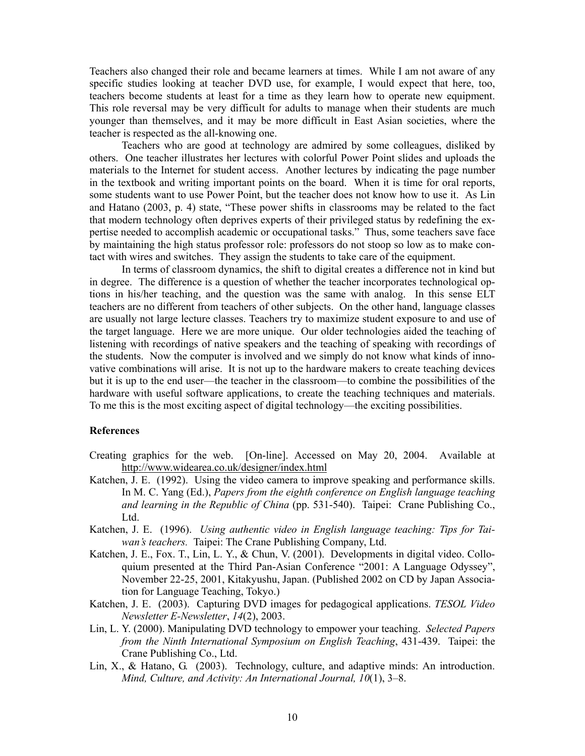Teachers also changed their role and became learners at times. While I am not aware of any specific studies looking at teacher DVD use, for example, I would expect that here, too, teachers become students at least for a time as they learn how to operate new equipment. This role reversal may be very difficult for adults to manage when their students are much younger than themselves, and it may be more difficult in East Asian societies, where the teacher is respected as the all-knowing one.

Teachers who are good at technology are admired by some colleagues, disliked by others. One teacher illustrates her lectures with colorful Power Point slides and uploads the materials to the Internet for student access. Another lectures by indicating the page number in the textbook and writing important points on the board. When it is time for oral reports, some students want to use Power Point, but the teacher does not know how to use it. As Lin and Hatano (2003, p. 4) state, "These power shifts in classrooms may be related to the fact that modern technology often deprives experts of their privileged status by redefining the expertise needed to accomplish academic or occupational tasks." Thus, some teachers save face by maintaining the high status professor role: professors do not stoop so low as to make contact with wires and switches. They assign the students to take care of the equipment.

In terms of classroom dynamics, the shift to digital creates a difference not in kind but in degree. The difference is a question of whether the teacher incorporates technological options in his/her teaching, and the question was the same with analog. In this sense ELT teachers are no different from teachers of other subjects. On the other hand, language classes are usually not large lecture classes. Teachers try to maximize student exposure to and use of the target language. Here we are more unique. Our older technologies aided the teaching of listening with recordings of native speakers and the teaching of speaking with recordings of the students. Now the computer is involved and we simply do not know what kinds of innovative combinations will arise. It is not up to the hardware makers to create teaching devices but it is up to the end user—the teacher in the classroom—to combine the possibilities of the hardware with useful software applications, to create the teaching techniques and materials. To me this is the most exciting aspect of digital technology—the exciting possibilities.

**References**

Creating graphics for the web. [On-line]. Accessed on May 20, 2004. Available at http://www.widearea.co.uk/designer/index.html

Katchen, J. E. (1992). Using the video camera to improve speaking and performance skills. In M. C. Yang (Ed.), *Papers from the eighth conference on English language teaching and learning in the Republic of China* (pp. 531-540). Taipei: Crane Publishing Co., Ltd.

Katchen, J. E. (1996). *Using authentic video in English language teaching: Tips for Taiwan's teachers.* Taipei: The Crane Publishing Company, Ltd.

Katchen, J. E., Fox. T., Lin, L. Y., & Chun, V. (2001). Developments in digital video. Colloquium presented at the Third Pan-Asian Conference "2001: A Language Odyssey", November 22-25, 2001, Kitakyushu, Japan. (Published 2002 on CD by Japan Association for Language Teaching, Tokyo.)

Katchen, J. E. (2003). Capturing DVD images for pedagogical applications. *TESOL Video Newsletter E-Newsletter*, *14*(2), 2003.

Lin, L. Y. (2000). Manipulating DVD technology to empower your teaching. *Selected Papers from the Ninth International Symposium on English Teaching*, 431-439. Taipei: the Crane Publishing Co., Ltd.

Lin, X., & Hatano, G. (2003). Technology, culture, and adaptive minds: An introduction. *Mind, Culture, and Activity: An International Journal, 10*(1), 3–8.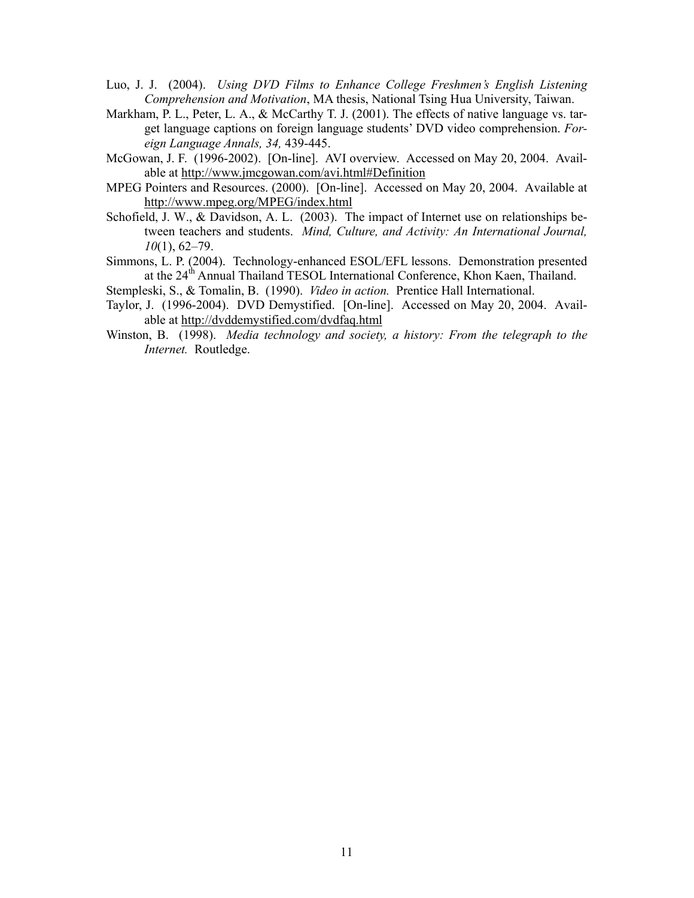Luo, J. J. (2004). *Using DVD Films to Enhance College Freshmen's English Listening Comprehension and Motivation*, MA thesis, National Tsing Hua University, Taiwan.

Markham, P. L., Peter, L. A., & McCarthy T. J. (2001). The effects of native language vs. target language captions on foreign language students' DVD video comprehension. *Foreign Language Annals, 34,* 439-445.

McGowan, J. F. (1996-2002). [On-line]. AVI overview. Accessed on May 20, 2004. Available at http://www.jmcgowan.com/avi.html#Definition

MPEG Pointers and Resources. (2000). [On-line]. Accessed on May 20, 2004. Available at http://www.mpeg.org/MPEG/index.html

Schofield, J. W., & Davidson, A. L. (2003). The impact of Internet use on relationships between teachers and students. *Mind, Culture, and Activity: An International Journal, 10*(1), 62–79.

Simmons, L. P. (2004). Technology-enhanced ESOL/EFL lessons. Demonstration presented at the 24th Annual Thailand TESOL International Conference, Khon Kaen, Thailand.

Stempleski, S., & Tomalin, B. (1990). *Video in action.* Prentice Hall International.

Taylor, J. (1996-2004). DVD Demystified. [On-line]. Accessed on May 20, 2004. Available at http://dvddemystified.com/dvdfaq.html

Winston, B. (1998). *Media technology and society, a history: From the telegraph to the Internet.* Routledge.